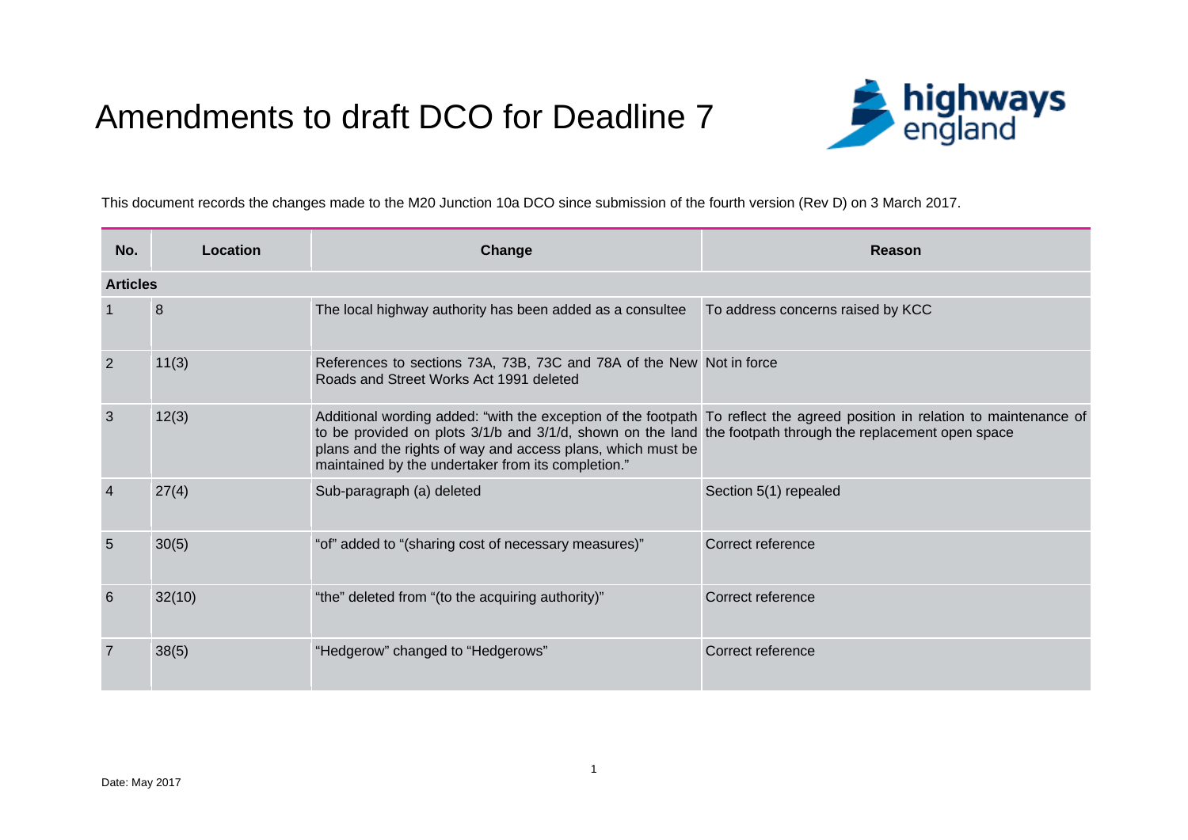# Amendments to draft DCO for Deadline 7

This document records the changes made to the M20 Junction 10a DCO since submission of the fourth version (Rev D) on 3 March 2017.

| No. | Location | Change | Reason |
|---|---|---|---|
| **Articles** | | | |
| 1 | 8 | The local highway authority has been added as a consultee | To address concerns raised by KCC |
| 2 | 11(3) | References to sections 73A, 73B, 73C and 78A of the New Roads and Street Works Act 1991 deleted | Not in force |
| 3 | 12(3) | Additional wording added: "with the exception of the footpath to be provided on plots 3/1/b and 3/1/d, shown on the land plans and the rights of way and access plans, which must be maintained by the undertaker from its completion." | To reflect the agreed position in relation to maintenance of the footpath through the replacement open space |
| 4 | 27(4) | Sub-paragraph (a) deleted | Section 5(1) repealed |
| 5 | 30(5) | "of" added to "(sharing cost of necessary measures)" | Correct reference |
| 6 | 32(10) | "the" deleted from "(to the acquiring authority)" | Correct reference |
| 7 | 38(5) | "Hedgerow" changed to "Hedgerows" | Correct reference |

Date: May 2017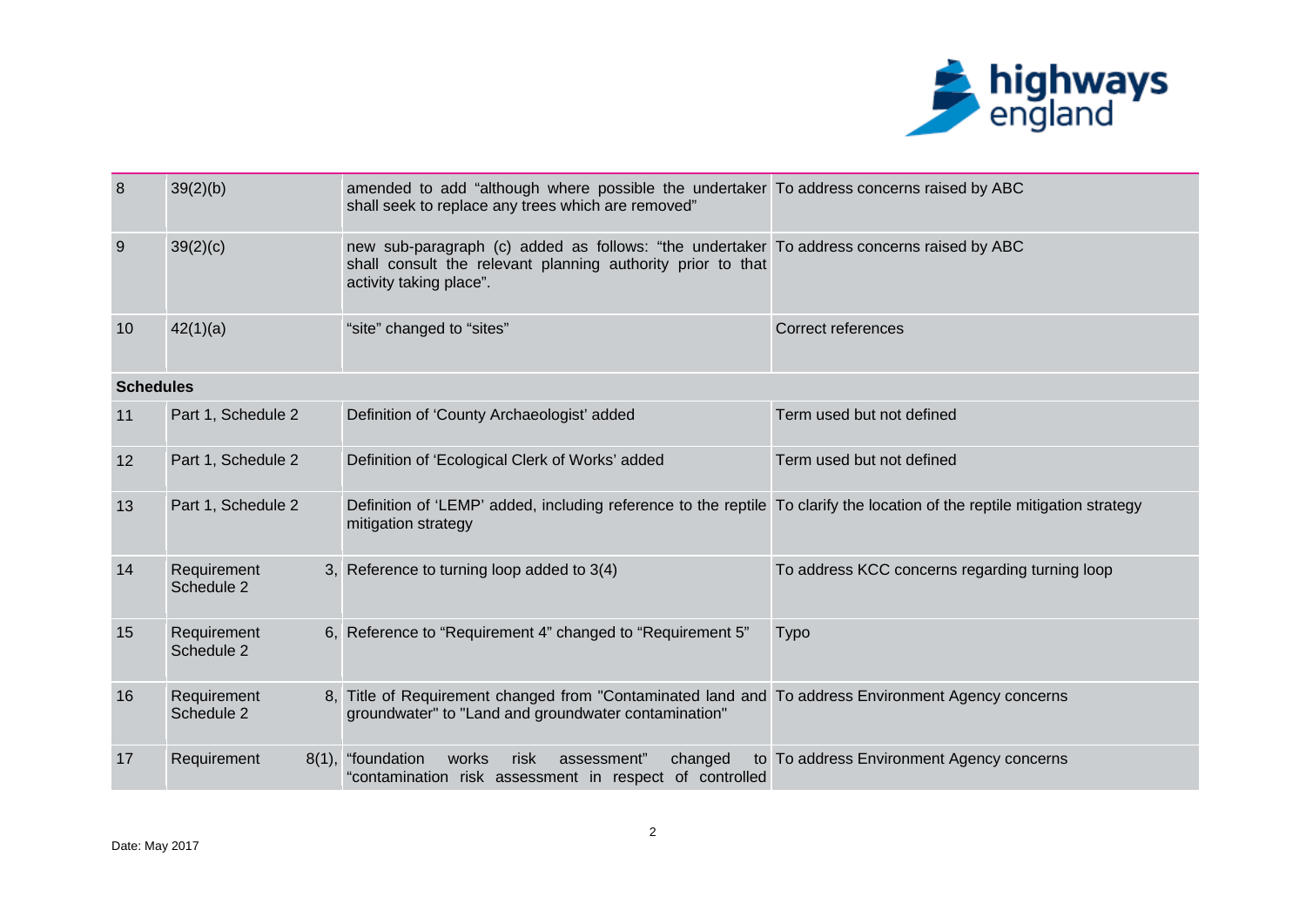| | | | |
|---|---|---|---|
| 8 | 39(2)(b) | amended to add "although where possible the undertaker shall seek to replace any trees which are removed" | To address concerns raised by ABC |
| 9 | 39(2)(c) | new sub-paragraph (c) added as follows: "the undertaker shall consult the relevant planning authority prior to that activity taking place". | To address concerns raised by ABC |
| 10 | 42(1)(a) | "site" changed to "sites" | Correct references |
| **Schedules** | | | |
| 11 | Part 1, Schedule 2 | Definition of 'County Archaeologist' added | Term used but not defined |
| 12 | Part 1, Schedule 2 | Definition of 'Ecological Clerk of Works' added | Term used but not defined |
| 13 | Part 1, Schedule 2 | Definition of 'LEMP' added, including reference to the reptile mitigation strategy | To clarify the location of the reptile mitigation strategy |
| 14 | Requirement 3, Schedule 2 | Reference to turning loop added to 3(4) | To address KCC concerns regarding turning loop |
| 15 | Requirement 6, Schedule 2 | Reference to "Requirement 4" changed to "Requirement 5" | Typo |
| 16 | Requirement 8, Schedule 2 | Title of Requirement changed from "Contaminated land and groundwater" to "Land and groundwater contamination" | To address Environment Agency concerns |
| 17 | Requirement 8(1), | "foundation works risk assessment" changed to "contamination risk assessment in respect of controlled | To address Environment Agency concerns |

Date: May 2017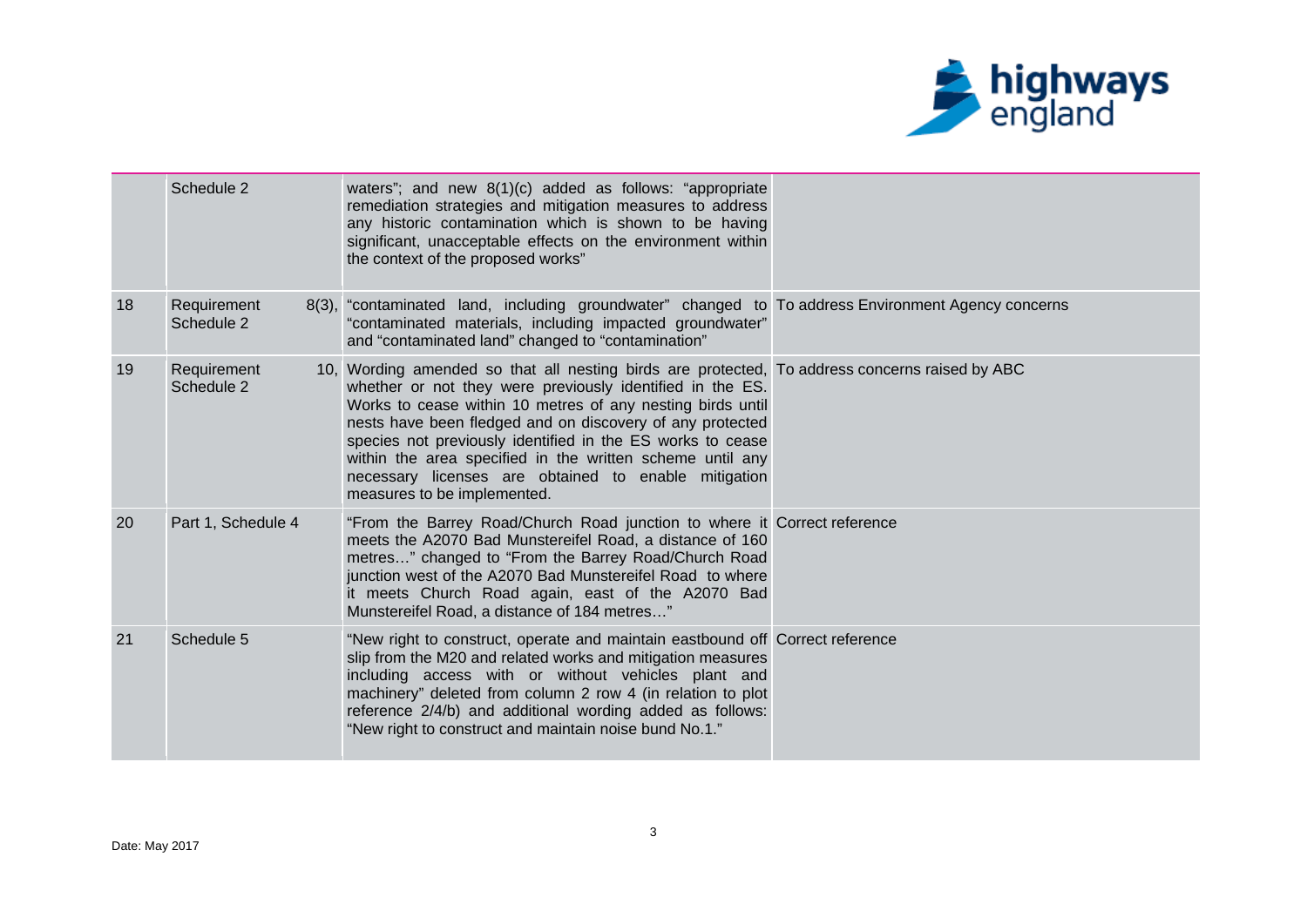| | | | |
|---|---|---|---|
| | Schedule 2 | waters"; and new 8(1)(c) added as follows: "appropriate remediation strategies and mitigation measures to address any historic contamination which is shown to be having significant, unacceptable effects on the environment within the context of the proposed works" | |
| 18 | Requirement 8(3), Schedule 2 | "contaminated land, including groundwater" changed to "contaminated materials, including impacted groundwater" and "contaminated land" changed to "contamination" | To address Environment Agency concerns |
| 19 | Requirement 10, Schedule 2 | Wording amended so that all nesting birds are protected, whether or not they were previously identified in the ES. Works to cease within 10 metres of any nesting birds until nests have been fledged and on discovery of any protected species not previously identified in the ES works to cease within the area specified in the written scheme until any necessary licenses are obtained to enable mitigation measures to be implemented. | To address concerns raised by ABC |
| 20 | Part 1, Schedule 4 | "From the Barrey Road/Church Road junction to where it meets the A2070 Bad Munstereifel Road, a distance of 160 metres…" changed to "From the Barrey Road/Church Road junction west of the A2070 Bad Munstereifel Road to where it meets Church Road again, east of the A2070 Bad Munstereifel Road, a distance of 184 metres…" | Correct reference |
| 21 | Schedule 5 | "New right to construct, operate and maintain eastbound off slip from the M20 and related works and mitigation measures including access with or without vehicles plant and machinery" deleted from column 2 row 4 (in relation to plot reference 2/4/b) and additional wording added as follows: "New right to construct and maintain noise bund No.1." | Correct reference |

Date: May 2017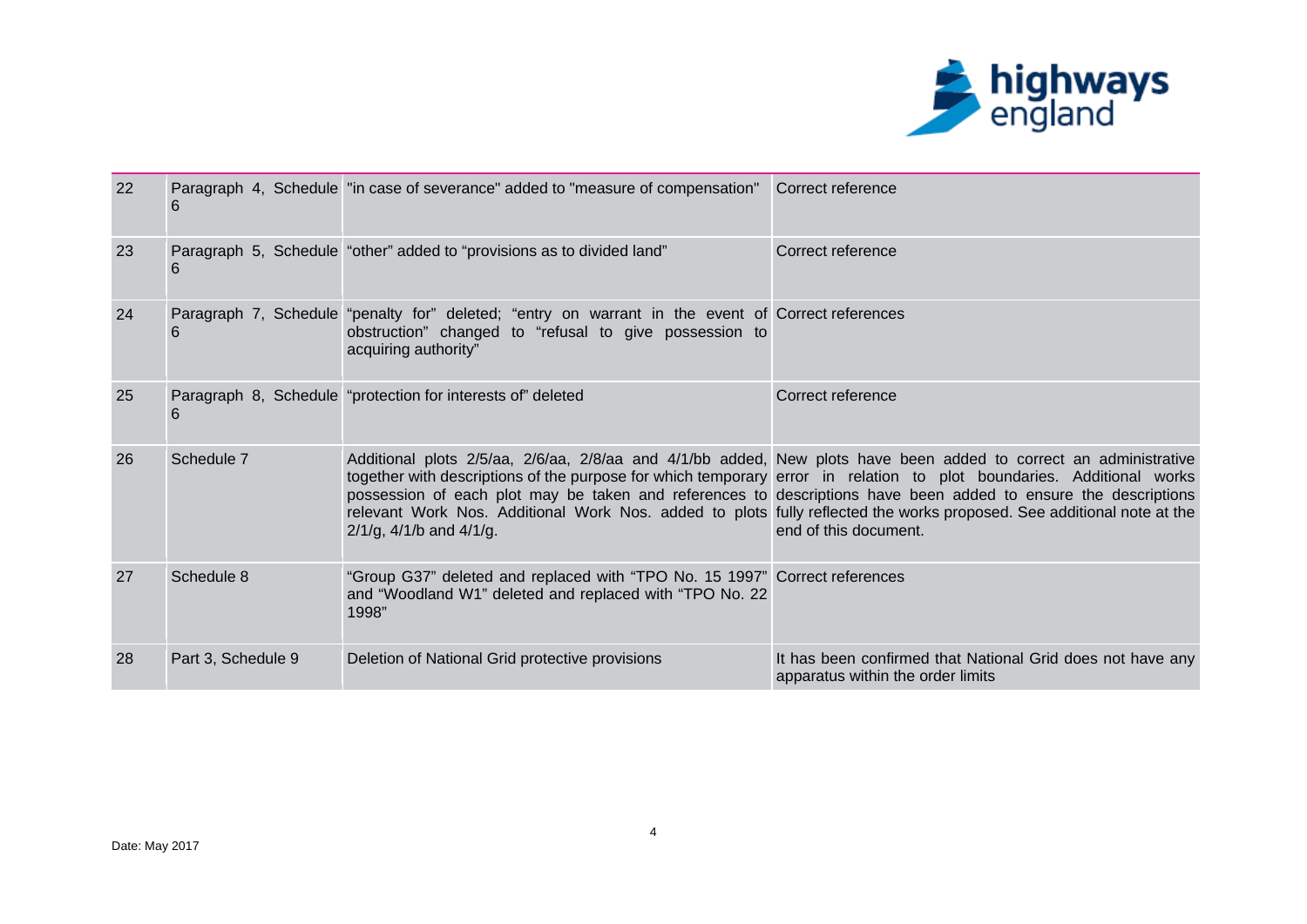| 22 | Paragraph 4, Schedule 6 | "in case of severance" added to "measure of compensation" | Correct reference |
|---|---|---|---|
| 23 | Paragraph 5, Schedule 6 | "other" added to "provisions as to divided land" | Correct reference |
| 24 | Paragraph 7, Schedule 6 | "penalty for" deleted; "entry on warrant in the event of obstruction" changed to "refusal to give possession to acquiring authority" | Correct references |
| 25 | Paragraph 8, Schedule 6 | "protection for interests of" deleted | Correct reference |
| 26 | Schedule 7 | Additional plots 2/5/aa, 2/6/aa, 2/8/aa and 4/1/bb added, together with descriptions of the purpose for which temporary possession of each plot may be taken and references to relevant Work Nos. Additional Work Nos. added to plots 2/1/g, 4/1/b and 4/1/g. | New plots have been added to correct an administrative error in relation to plot boundaries. Additional works descriptions have been added to ensure the descriptions fully reflected the works proposed. See additional note at the end of this document. |
| 27 | Schedule 8 | "Group G37" deleted and replaced with "TPO No. 15 1997" and "Woodland W1" deleted and replaced with "TPO No. 22 1998" | Correct references |
| 28 | Part 3, Schedule 9 | Deletion of National Grid protective provisions | It has been confirmed that National Grid does not have any apparatus within the order limits |

Date: May 2017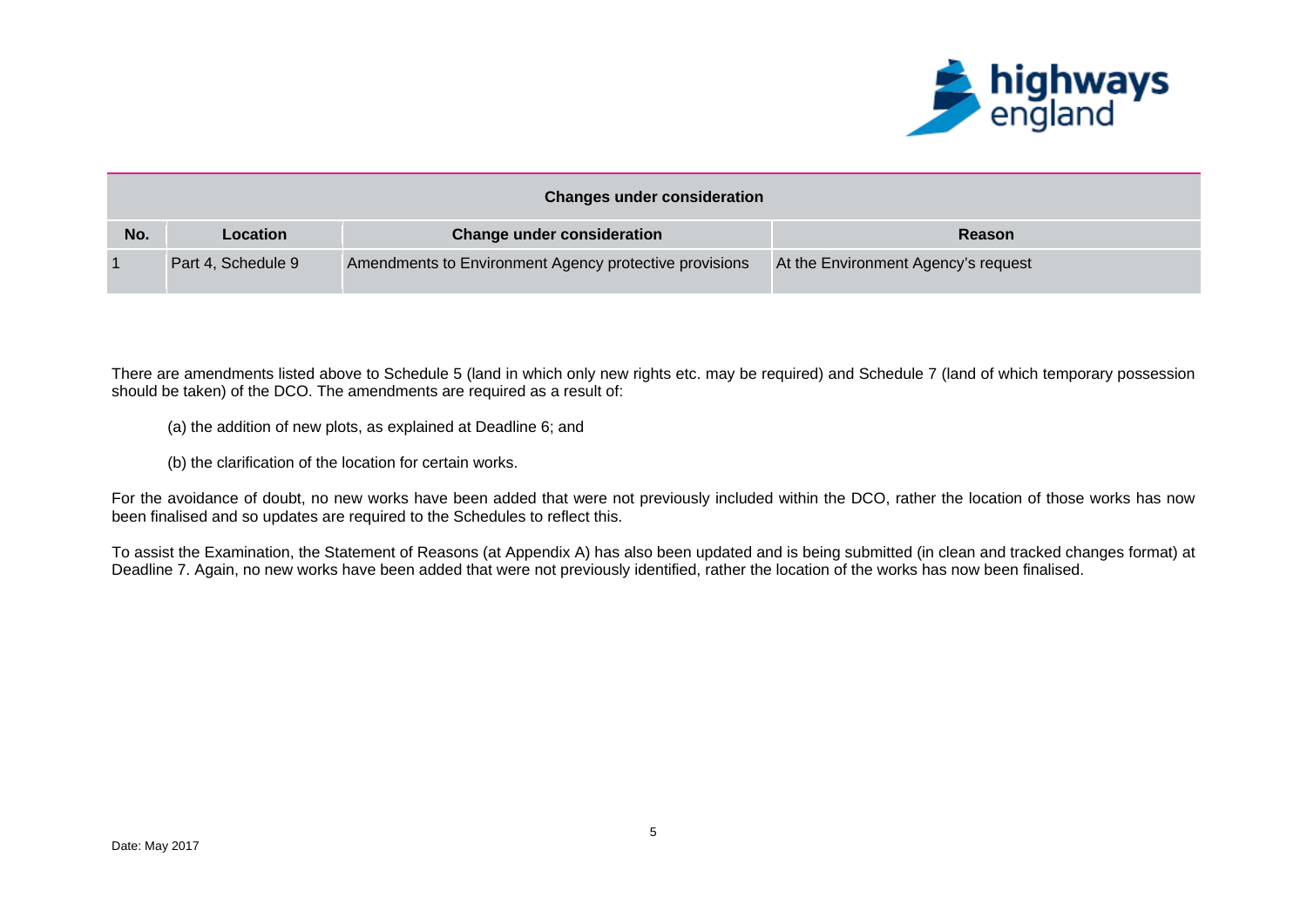| Changes under consideration | | | |
| --- | --- | --- | --- |
| **No.** | **Location** | **Change under consideration** | **Reason** |
| 1 | Part 4, Schedule 9 | Amendments to Environment Agency protective provisions | At the Environment Agency's request |

There are amendments listed above to Schedule 5 (land in which only new rights etc. may be required) and Schedule 7 (land of which temporary possession should be taken) of the DCO. The amendments are required as a result of:

(a) the addition of new plots, as explained at Deadline 6; and

(b) the clarification of the location for certain works.

For the avoidance of doubt, no new works have been added that were not previously included within the DCO, rather the location of those works has now been finalised and so updates are required to the Schedules to reflect this.

To assist the Examination, the Statement of Reasons (at Appendix A) has also been updated and is being submitted (in clean and tracked changes format) at Deadline 7. Again, no new works have been added that were not previously identified, rather the location of the works has now been finalised.

Date: May 2017